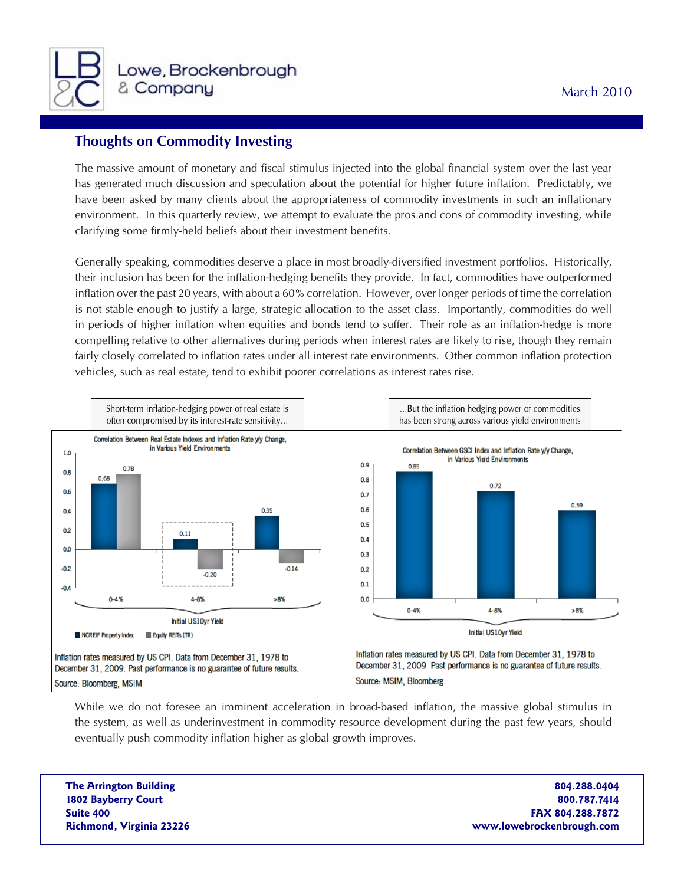Lowe, Brockenbrough & Company

March 2010

## Thoughts on Commodity Investing

The massive amount of monetary and fiscal stimulus injected into the global financial system over the last year has generated much discussion and speculation about the potential for higher future inflation. Predictably, we have been asked by many clients about the appropriateness of commodity investments in such an inflationary environment. In this quarterly review, we attempt to evaluate the pros and cons of commodity investing, while clarifying some firmly-held beliefs about their investment benefits.

Generally speaking, commodities deserve a place in most broadly-diversified investment portfolios. Historically, their inclusion has been for the inflation-hedging benefits they provide. In fact, commodities have outperformed inflation over the past 20 years, with about a 60% correlation. However, over longer periods of time the correlation is not stable enough to justify a large, strategic allocation to the asset class. Importantly, commodities do well in periods of higher inflation when equities and bonds tend to suffer. Their role as an inflation-hedge is more compelling relative to other alternatives during periods when interest rates are likely to rise, though they remain fairly closely correlated to inflation rates under all interest rate environments. Other common inflation protection vehicles, such as real estate, tend to exhibit poorer correlations as interest rates rise.

Short-term inflation-hedging power of real estate is often compromised by its interest-rate sensitivity...

**Correlation Between Real Estate Indexes and Inflation Rate y/y Change, in Various Yield Environments**

| Initial US10yr Yield | NCREIF Property Index | Equity REITs (TR) |
|---|---|---|
| 0-4% | 0.68 | 0.78 |
| 4-8% | 0.11 | -0.20 |
| >8% | 0.35 | -0.14 |

Inflation rates measured by US CPI. Data from December 31, 1978 to December 31, 2009. Past performance is no guarantee of future results.

Source: Bloomberg, MSIM

...But the inflation hedging power of commodities has been strong across various yield environments

**Correlation Between GSCI Index and Inflation Rate y/y Change, in Various Yield Environments**

| Initial US10yr Yield | GSCI Index |
|---|---|
| 0-4% | 0.85 |
| 4-8% | 0.72 |
| >8% | 0.59 |

Inflation rates measured by US CPI. Data from December 31, 1978 to December 31, 2009. Past performance is no guarantee of future results.

Source: MSIM, Bloomberg

While we do not foresee an imminent acceleration in broad-based inflation, the massive global stimulus in the system, as well as underinvestment in commodity resource development during the past few years, should eventually push commodity inflation higher as global growth improves.

**The Arrington Building**
**1802 Bayberry Court**
**Suite 400**
**Richmond, Virginia 23226**

**804.288.0404**
**800.787.7414**
**FAX 804.288.7872**
**www.lowebrockenbrough.com**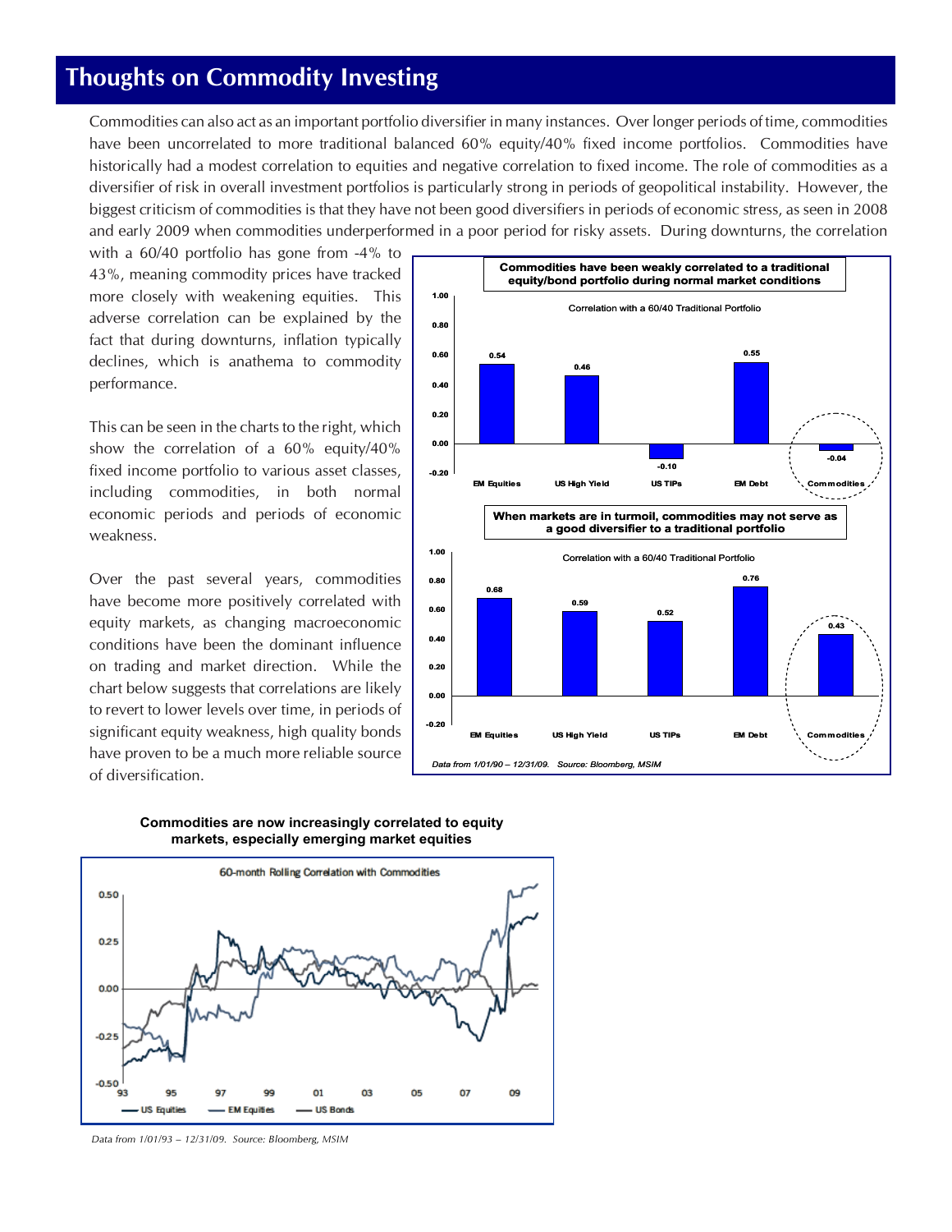# Thoughts on Commodity Investing

Commodities can also act as an important portfolio diversifier in many instances. Over longer periods of time, commodities have been uncorrelated to more traditional balanced 60% equity/40% fixed income portfolios. Commodities have historically had a modest correlation to equities and negative correlation to fixed income. The role of commodities as a diversifier of risk in overall investment portfolios is particularly strong in periods of geopolitical instability. However, the biggest criticism of commodities is that they have not been good diversifiers in periods of economic stress, as seen in 2008 and early 2009 when commodities underperformed in a poor period for risky assets. During downturns, the correlation with a 60/40 portfolio has gone from -4% to 43%, meaning commodity prices have tracked more closely with weakening equities. This adverse correlation can be explained by the fact that during downturns, inflation typically declines, which is anathema to commodity performance.

This can be seen in the charts to the right, which show the correlation of a 60% equity/40% fixed income portfolio to various asset classes, including commodities, in both normal economic periods and periods of economic weakness.

Over the past several years, commodities have become more positively correlated with equity markets, as changing macroeconomic conditions have been the dominant influence on trading and market direction. While the chart below suggests that correlations are likely to revert to lower levels over time, in periods of significant equity weakness, high quality bonds have proven to be a much more reliable source of diversification.

**Commodities have been weakly correlated to a traditional equity/bond portfolio during normal market conditions**

Correlation with a 60/40 Traditional Portfolio

| EM Equities | US High Yield | US TIPs | EM Debt | Commodities |
|---|---|---|---|---|
| 0.54 | 0.46 | -0.10 | 0.55 | -0.04 |

**When markets are in turmoil, commodities may not serve as a good diversifier to a traditional portfolio**

Correlation with a 60/40 Traditional Portfolio

| EM Equities | US High Yield | US TIPs | EM Debt | Commodities |
|---|---|---|---|---|
| 0.68 | 0.59 | 0.52 | 0.76 | 0.43 |

*Data from 1/01/90 – 12/31/09. Source: Bloomberg, MSIM*

**Commodities are now increasingly correlated to equity markets, especially emerging market equities**

60-month Rolling Correlation with Commodities (US Equities, EM Equities, US Bonds)

*Data from 1/01/93 – 12/31/09. Source: Bloomberg, MSIM*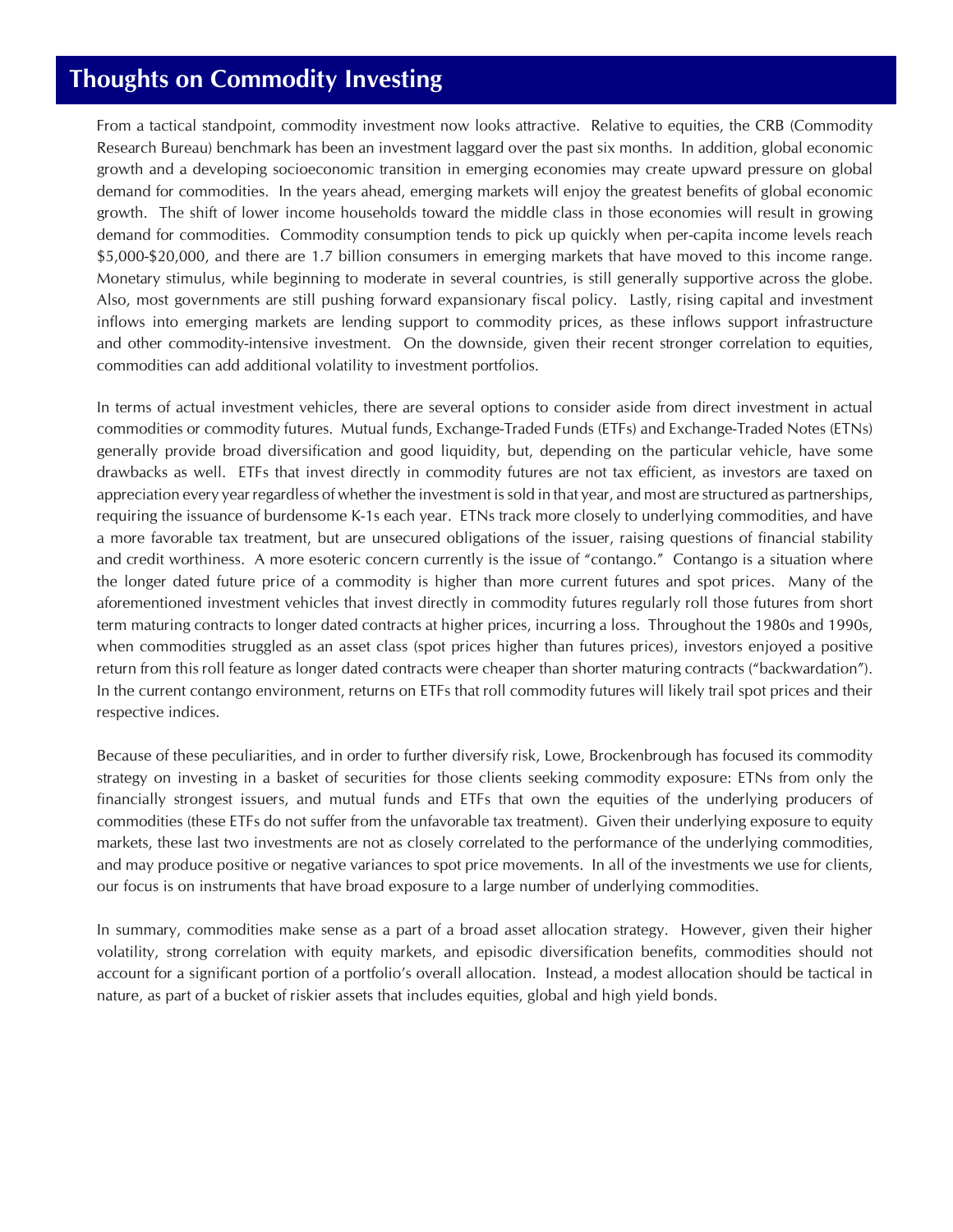# Thoughts on Commodity Investing

From a tactical standpoint, commodity investment now looks attractive. Relative to equities, the CRB (Commodity Research Bureau) benchmark has been an investment laggard over the past six months. In addition, global economic growth and a developing socioeconomic transition in emerging economies may create upward pressure on global demand for commodities. In the years ahead, emerging markets will enjoy the greatest benefits of global economic growth. The shift of lower income households toward the middle class in those economies will result in growing demand for commodities. Commodity consumption tends to pick up quickly when per-capita income levels reach $5,000-$20,000, and there are 1.7 billion consumers in emerging markets that have moved to this income range. Monetary stimulus, while beginning to moderate in several countries, is still generally supportive across the globe. Also, most governments are still pushing forward expansionary fiscal policy. Lastly, rising capital and investment inflows into emerging markets are lending support to commodity prices, as these inflows support infrastructure and other commodity-intensive investment. On the downside, given their recent stronger correlation to equities, commodities can add additional volatility to investment portfolios.

In terms of actual investment vehicles, there are several options to consider aside from direct investment in actual commodities or commodity futures. Mutual funds, Exchange-Traded Funds (ETFs) and Exchange-Traded Notes (ETNs) generally provide broad diversification and good liquidity, but, depending on the particular vehicle, have some drawbacks as well. ETFs that invest directly in commodity futures are not tax efficient, as investors are taxed on appreciation every year regardless of whether the investment is sold in that year, and most are structured as partnerships, requiring the issuance of burdensome K-1s each year. ETNs track more closely to underlying commodities, and have a more favorable tax treatment, but are unsecured obligations of the issuer, raising questions of financial stability and credit worthiness. A more esoteric concern currently is the issue of "contango." Contango is a situation where the longer dated future price of a commodity is higher than more current futures and spot prices. Many of the aforementioned investment vehicles that invest directly in commodity futures regularly roll those futures from short term maturing contracts to longer dated contracts at higher prices, incurring a loss. Throughout the 1980s and 1990s, when commodities struggled as an asset class (spot prices higher than futures prices), investors enjoyed a positive return from this roll feature as longer dated contracts were cheaper than shorter maturing contracts ("backwardation"). In the current contango environment, returns on ETFs that roll commodity futures will likely trail spot prices and their respective indices.

Because of these peculiarities, and in order to further diversify risk, Lowe, Brockenbrough has focused its commodity strategy on investing in a basket of securities for those clients seeking commodity exposure: ETNs from only the financially strongest issuers, and mutual funds and ETFs that own the equities of the underlying producers of commodities (these ETFs do not suffer from the unfavorable tax treatment). Given their underlying exposure to equity markets, these last two investments are not as closely correlated to the performance of the underlying commodities, and may produce positive or negative variances to spot price movements. In all of the investments we use for clients, our focus is on instruments that have broad exposure to a large number of underlying commodities.

In summary, commodities make sense as a part of a broad asset allocation strategy. However, given their higher volatility, strong correlation with equity markets, and episodic diversification benefits, commodities should not account for a significant portion of a portfolio's overall allocation. Instead, a modest allocation should be tactical in nature, as part of a bucket of riskier assets that includes equities, global and high yield bonds.